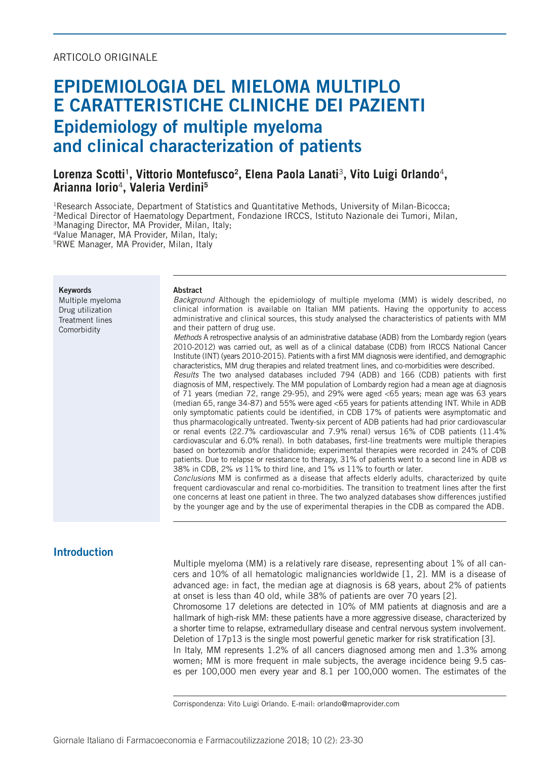ARTICOLO ORIGINALE

# EPIDEMIOLOGIA DEL MIELOMA MULTIPLO E CARATTERISTICHE CLINICHE DEI PAZIENTI

# Epidemiology of multiple myeloma and clinical characterization of patients

**Lorenza Scotti[1], Vittorio Montefusco[2], Elena Paola Lanati[3], Vito Luigi Orlando[4], Arianna Iorio[4], Valeria Verdini[5]**

[1]Research Associate, Department of Statistics and Quantitative Methods, University of Milan-Bicocca;
[2]Medical Director of Haematology Department, Fondazione IRCCS, Istituto Nazionale dei Tumori, Milan,
[3]Managing Director, MA Provider, Milan, Italy;
[4]Value Manager, MA Provider, Milan, Italy;
[5]RWE Manager, MA Provider, Milan, Italy

**Keywords**
Multiple myeloma
Drug utilization
Treatment lines
Comorbidity

**Abstract**

*Background* Although the epidemiology of multiple myeloma (MM) is widely described, no clinical information is available on Italian MM patients. Having the opportunity to access administrative and clinical sources, this study analysed the characteristics of patients with MM and their pattern of drug use.

*Methods* A retrospective analysis of an administrative database (ADB) from the Lombardy region (years 2010-2012) was carried out, as well as of a clinical database (CDB) from IRCCS National Cancer Institute (INT) (years 2010-2015). Patients with a first MM diagnosis were identified, and demographic characteristics, MM drug therapies and related treatment lines, and co-morbidities were described.

*Results* The two analysed databases included 794 (ADB) and 166 (CDB) patients with first diagnosis of MM, respectively. The MM population of Lombardy region had a mean age at diagnosis of 71 years (median 72, range 29-95), and 29% were aged <65 years; mean age was 63 years (median 65, range 34-87) and 55% were aged <65 years for patients attending INT. While in ADB only symptomatic patients could be identified, in CDB 17% of patients were asymptomatic and thus pharmacologically untreated. Twenty-six percent of ADB patients had had prior cardiovascular or renal events (22.7% cardiovascular and 7.9% renal) versus 16% of CDB patients (11.4% cardiovascular and 6.0% renal). In both databases, first-line treatments were multiple therapies based on bortezomib and/or thalidomide; experimental therapies were recorded in 24% of CDB patients. Due to relapse or resistance to therapy, 31% of patients went to a second line in ADB *vs* 38% in CDB, 2% *vs* 11% to third line, and 1% *vs* 11% to fourth or later.

*Conclusions* MM is confirmed as a disease that affects elderly adults, characterized by quite frequent cardiovascular and renal co-morbidities. The transition to treatment lines after the first one concerns at least one patient in three. The two analyzed databases show differences justified by the younger age and by the use of experimental therapies in the CDB as compared the ADB.

## Introduction

Multiple myeloma (MM) is a relatively rare disease, representing about 1% of all cancers and 10% of all hematologic malignancies worldwide [1, 2]. MM is a disease of advanced age: in fact, the median age at diagnosis is 68 years, about 2% of patients at onset is less than 40 old, while 38% of patients are over 70 years [2].

Chromosome 17 deletions are detected in 10% of MM patients at diagnosis and are a hallmark of high-risk MM: these patients have a more aggressive disease, characterized by a shorter time to relapse, extramedullary disease and central nervous system involvement. Deletion of 17p13 is the single most powerful genetic marker for risk stratification [3].

In Italy, MM represents 1.2% of all cancers diagnosed among men and 1.3% among women; MM is more frequent in male subjects, the average incidence being 9.5 cases per 100,000 men every year and 8.1 per 100,000 women. The estimates of the

Corrispondenza: Vito Luigi Orlando. E-mail: orlando@maprovider.com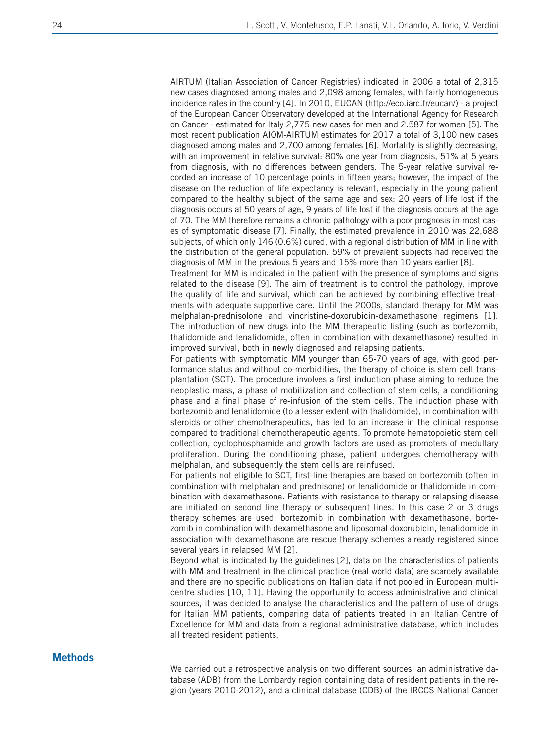AIRTUM (Italian Association of Cancer Registries) indicated in 2006 a total of 2,315 new cases diagnosed among males and 2,098 among females, with fairly homogeneous incidence rates in the country [4]. In 2010, EUCAN (http://eco.iarc.fr/eucan/) - a project of the European Cancer Observatory developed at the International Agency for Research on Cancer - estimated for Italy 2,775 new cases for men and 2.587 for women [5]. The most recent publication AIOM-AIRTUM estimates for 2017 a total of 3,100 new cases diagnosed among males and 2,700 among females [6]. Mortality is slightly decreasing, with an improvement in relative survival: 80% one year from diagnosis, 51% at 5 years from diagnosis, with no differences between genders. The 5-year relative survival recorded an increase of 10 percentage points in fifteen years; however, the impact of the disease on the reduction of life expectancy is relevant, especially in the young patient compared to the healthy subject of the same age and sex: 20 years of life lost if the diagnosis occurs at 50 years of age, 9 years of life lost if the diagnosis occurs at the age of 70. The MM therefore remains a chronic pathology with a poor prognosis in most cases of symptomatic disease [7]. Finally, the estimated prevalence in 2010 was 22,688 subjects, of which only 146 (0.6%) cured, with a regional distribution of MM in line with the distribution of the general population. 59% of prevalent subjects had received the diagnosis of MM in the previous 5 years and 15% more than 10 years earlier [8].

Treatment for MM is indicated in the patient with the presence of symptoms and signs related to the disease [9]. The aim of treatment is to control the pathology, improve the quality of life and survival, which can be achieved by combining effective treatments with adequate supportive care. Until the 2000s, standard therapy for MM was melphalan-prednisolone and vincristine-doxorubicin-dexamethasone regimens [1]. The introduction of new drugs into the MM therapeutic listing (such as bortezomib, thalidomide and lenalidomide, often in combination with dexamethasone) resulted in improved survival, both in newly diagnosed and relapsing patients.

For patients with symptomatic MM younger than 65-70 years of age, with good performance status and without co-morbidities, the therapy of choice is stem cell transplantation (SCT). The procedure involves a first induction phase aiming to reduce the neoplastic mass, a phase of mobilization and collection of stem cells, a conditioning phase and a final phase of re-infusion of the stem cells. The induction phase with bortezomib and lenalidomide (to a lesser extent with thalidomide), in combination with steroids or other chemotherapeutics, has led to an increase in the clinical response compared to traditional chemotherapeutic agents. To promote hematopoietic stem cell collection, cyclophosphamide and growth factors are used as promoters of medullary proliferation. During the conditioning phase, patient undergoes chemotherapy with melphalan, and subsequently the stem cells are reinfused.

For patients not eligible to SCT, first-line therapies are based on bortezomib (often in combination with melphalan and prednisone) or lenalidomide or thalidomide in combination with dexamethasone. Patients with resistance to therapy or relapsing disease are initiated on second line therapy or subsequent lines. In this case 2 or 3 drugs therapy schemes are used: bortezomib in combination with dexamethasone, bortezomib in combination with dexamethasone and liposomal doxorubicin, lenalidomide in association with dexamethasone are rescue therapy schemes already registered since several years in relapsed MM [2].

Beyond what is indicated by the guidelines [2], data on the characteristics of patients with MM and treatment in the clinical practice (real world data) are scarcely available and there are no specific publications on Italian data if not pooled in European multicentre studies [10, 11]. Having the opportunity to access administrative and clinical sources, it was decided to analyse the characteristics and the pattern of use of drugs for Italian MM patients, comparing data of patients treated in an Italian Centre of Excellence for MM and data from a regional administrative database, which includes all treated resident patients.

## Methods

We carried out a retrospective analysis on two different sources: an administrative database (ADB) from the Lombardy region containing data of resident patients in the region (years 2010-2012), and a clinical database (CDB) of the IRCCS National Cancer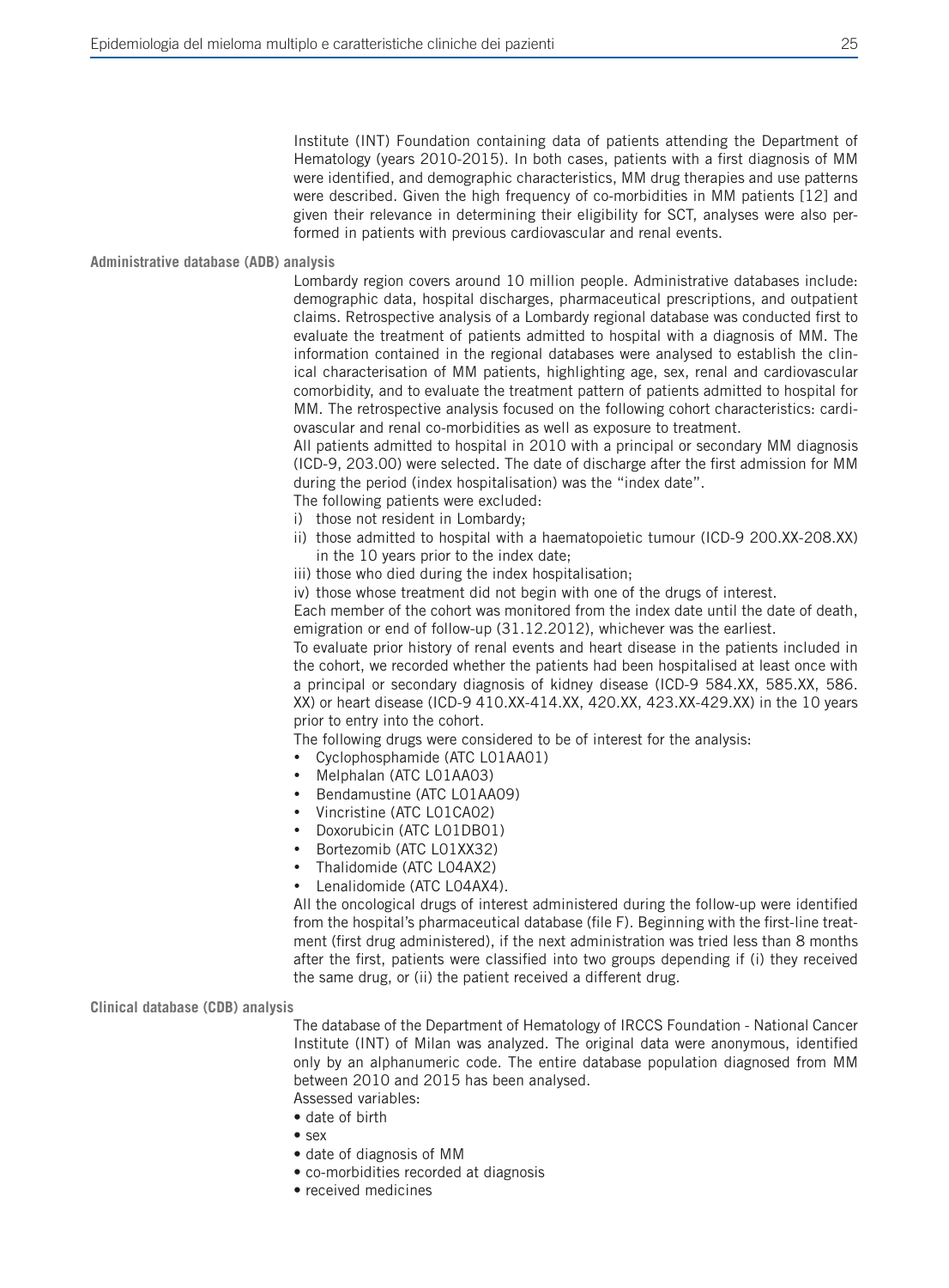Institute (INT) Foundation containing data of patients attending the Department of Hematology (years 2010-2015). In both cases, patients with a first diagnosis of MM were identified, and demographic characteristics, MM drug therapies and use patterns were described. Given the high frequency of co-morbidities in MM patients [12] and given their relevance in determining their eligibility for SCT, analyses were also performed in patients with previous cardiovascular and renal events.

### Administrative database (ADB) analysis

Lombardy region covers around 10 million people. Administrative databases include: demographic data, hospital discharges, pharmaceutical prescriptions, and outpatient claims. Retrospective analysis of a Lombardy regional database was conducted first to evaluate the treatment of patients admitted to hospital with a diagnosis of MM. The information contained in the regional databases were analysed to establish the clinical characterisation of MM patients, highlighting age, sex, renal and cardiovascular comorbidity, and to evaluate the treatment pattern of patients admitted to hospital for MM. The retrospective analysis focused on the following cohort characteristics: cardiovascular and renal co-morbidities as well as exposure to treatment.

All patients admitted to hospital in 2010 with a principal or secondary MM diagnosis (ICD-9, 203.00) were selected. The date of discharge after the first admission for MM during the period (index hospitalisation) was the "index date".

The following patients were excluded:

i) those not resident in Lombardy;
ii) those admitted to hospital with a haematopoietic tumour (ICD-9 200.XX-208.XX) in the 10 years prior to the index date;
iii) those who died during the index hospitalisation;
iv) those whose treatment did not begin with one of the drugs of interest.

Each member of the cohort was monitored from the index date until the date of death, emigration or end of follow-up (31.12.2012), whichever was the earliest.

To evaluate prior history of renal events and heart disease in the patients included in the cohort, we recorded whether the patients had been hospitalised at least once with a principal or secondary diagnosis of kidney disease (ICD-9 584.XX, 585.XX, 586.XX) or heart disease (ICD-9 410.XX-414.XX, 420.XX, 423.XX-429.XX) in the 10 years prior to entry into the cohort.

The following drugs were considered to be of interest for the analysis:

- Cyclophosphamide (ATC L01AA01)
- Melphalan (ATC L01AA03)
- Bendamustine (ATC L01AA09)
- Vincristine (ATC L01CA02)
- Doxorubicin (ATC L01DB01)
- Bortezomib (ATC L01XX32)
- Thalidomide (ATC L04AX2)
- Lenalidomide (ATC L04AX4).

All the oncological drugs of interest administered during the follow-up were identified from the hospital's pharmaceutical database (file F). Beginning with the first-line treatment (first drug administered), if the next administration was tried less than 8 months after the first, patients were classified into two groups depending if (i) they received the same drug, or (ii) the patient received a different drug.

### Clinical database (CDB) analysis

The database of the Department of Hematology of IRCCS Foundation - National Cancer Institute (INT) of Milan was analyzed. The original data were anonymous, identified only by an alphanumeric code. The entire database population diagnosed from MM between 2010 and 2015 has been analysed.

Assessed variables:

- date of birth
- sex
- date of diagnosis of MM
- co-morbidities recorded at diagnosis
- received medicines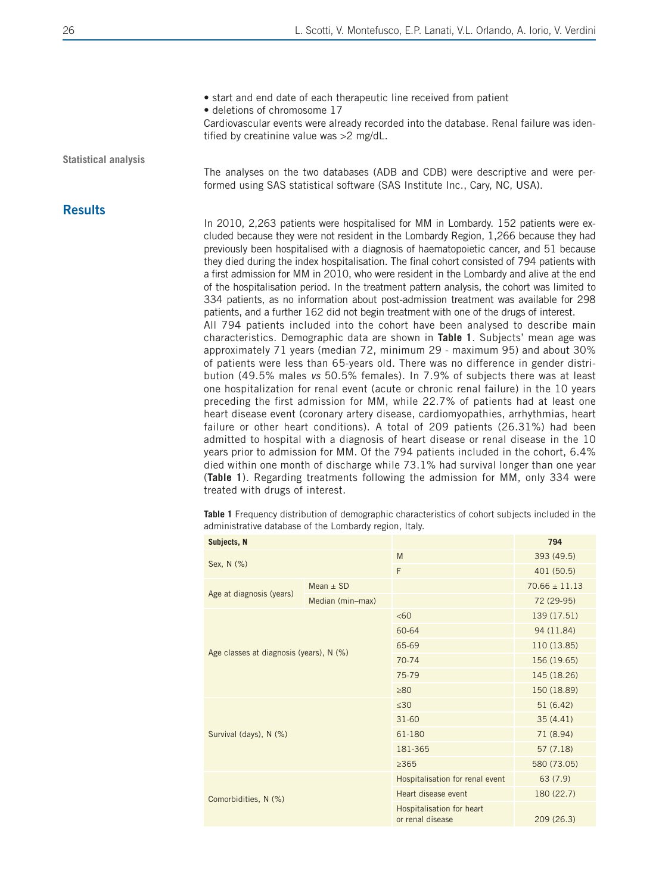- start and end date of each therapeutic line received from patient
- deletions of chromosome 17

Cardiovascular events were already recorded into the database. Renal failure was identified by creatinine value was >2 mg/dL.

### Statistical analysis

The analyses on the two databases (ADB and CDB) were descriptive and were performed using SAS statistical software (SAS Institute Inc., Cary, NC, USA).

## Results

In 2010, 2,263 patients were hospitalised for MM in Lombardy. 152 patients were excluded because they were not resident in the Lombardy Region, 1,266 because they had previously been hospitalised with a diagnosis of haematopoietic cancer, and 51 because they died during the index hospitalisation. The final cohort consisted of 794 patients with a first admission for MM in 2010, who were resident in the Lombardy and alive at the end of the hospitalisation period. In the treatment pattern analysis, the cohort was limited to 334 patients, as no information about post-admission treatment was available for 298 patients, and a further 162 did not begin treatment with one of the drugs of interest.

All 794 patients included into the cohort have been analysed to describe main characteristics. Demographic data are shown in **Table 1**. Subjects' mean age was approximately 71 years (median 72, minimum 29 - maximum 95) and about 30% of patients were less than 65-years old. There was no difference in gender distribution (49.5% males *vs* 50.5% females). In 7.9% of subjects there was at least one hospitalization for renal event (acute or chronic renal failure) in the 10 years preceding the first admission for MM, while 22.7% of patients had at least one heart disease event (coronary artery disease, cardiomyopathies, arrhythmias, heart failure or other heart conditions). A total of 209 patients (26.31%) had been admitted to hospital with a diagnosis of heart disease or renal disease in the 10 years prior to admission for MM. Of the 794 patients included in the cohort, 6.4% died within one month of discharge while 73.1% had survival longer than one year (**Table 1**). Regarding treatments following the admission for MM, only 334 were treated with drugs of interest.

**Table 1** Frequency distribution of demographic characteristics of cohort subjects included in the administrative database of the Lombardy region, Italy.

| **Subjects, N** | | | **794** |
|---|---|---|---|
| Sex, N (%) | | M | 393 (49.5) |
| | | F | 401 (50.5) |
| Age at diagnosis (years) | Mean ± SD | | 70.66 ± 11.13 |
| | Median (min–max) | | 72 (29-95) |
| Age classes at diagnosis (years), N (%) | | <60 | 139 (17.51) |
| | | 60-64 | 94 (11.84) |
| | | 65-69 | 110 (13.85) |
| | | 70-74 | 156 (19.65) |
| | | 75-79 | 145 (18.26) |
| | | ≥80 | 150 (18.89) |
| Survival (days), N (%) | | ≤30 | 51 (6.42) |
| | | 31-60 | 35 (4.41) |
| | | 61-180 | 71 (8.94) |
| | | 181-365 | 57 (7.18) |
| | | ≥365 | 580 (73.05) |
| Comorbidities, N (%) | | Hospitalisation for renal event | 63 (7.9) |
| | | Heart disease event | 180 (22.7) |
| | | Hospitalisation for heart or renal disease | 209 (26.3) |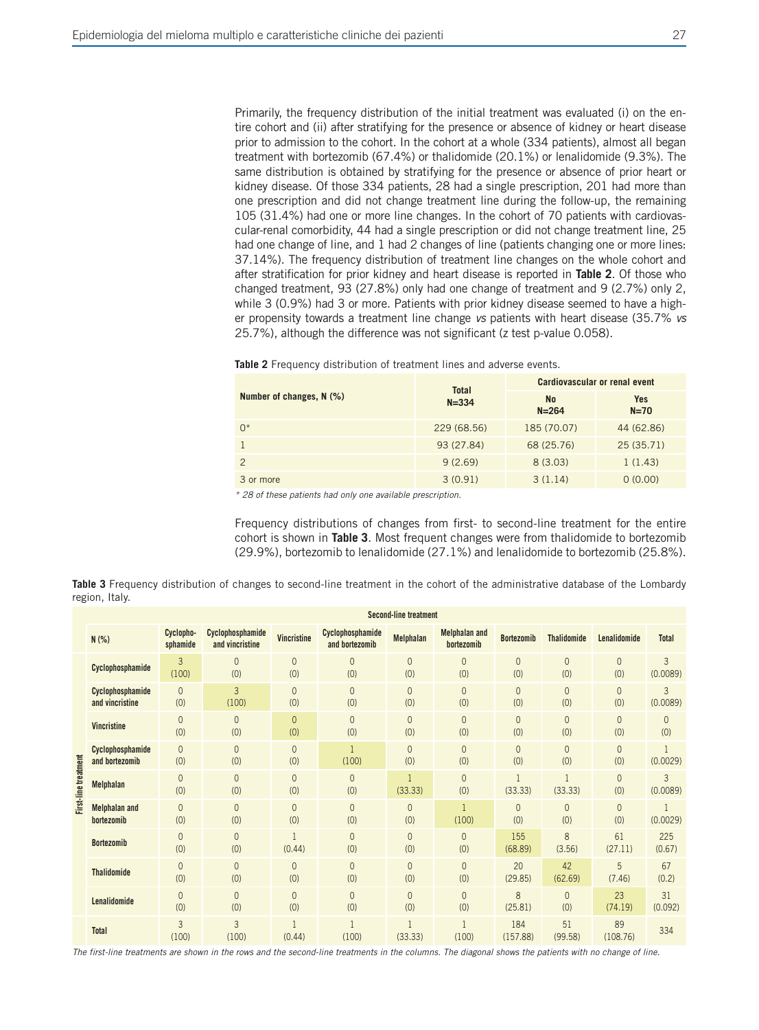Primarily, the frequency distribution of the initial treatment was evaluated (i) on the entire cohort and (ii) after stratifying for the presence or absence of kidney or heart disease prior to admission to the cohort. In the cohort at a whole (334 patients), almost all began treatment with bortezomib (67.4%) or thalidomide (20.1%) or lenalidomide (9.3%). The same distribution is obtained by stratifying for the presence or absence of prior heart or kidney disease. Of those 334 patients, 28 had a single prescription, 201 had more than one prescription and did not change treatment line during the follow-up, the remaining 105 (31.4%) had one or more line changes. In the cohort of 70 patients with cardiovascular-renal comorbidity, 44 had a single prescription or did not change treatment line, 25 had one change of line, and 1 had 2 changes of line (patients changing one or more lines: 37.14%). The frequency distribution of treatment line changes on the whole cohort and after stratification for prior kidney and heart disease is reported in **Table 2**. Of those who changed treatment, 93 (27.8%) only had one change of treatment and 9 (2.7%) only 2, while 3 (0.9%) had 3 or more. Patients with prior kidney disease seemed to have a higher propensity towards a treatment line change *vs* patients with heart disease (35.7% *vs* 25.7%), although the difference was not significant (z test p-value 0.058).

**Table 2** Frequency distribution of treatment lines and adverse events.

| Number of changes, N (%) | Total N=334 | Cardiovascular or renal event | |
|---|---|---|---|
| | | No N=264 | Yes N=70 |
| 0* | 229 (68.56) | 185 (70.07) | 44 (62.86) |
| 1 | 93 (27.84) | 68 (25.76) | 25 (35.71) |
| 2 | 9 (2.69) | 8 (3.03) | 1 (1.43) |
| 3 or more | 3 (0.91) | 3 (1.14) | 0 (0.00) |

*\* 28 of these patients had only one available prescription.*

Frequency distributions of changes from first- to second-line treatment for the entire cohort is shown in **Table 3**. Most frequent changes were from thalidomide to bortezomib (29.9%), bortezomib to lenalidomide (27.1%) and lenalidomide to bortezomib (25.8%).

**Table 3** Frequency distribution of changes to second-line treatment in the cohort of the administrative database of the Lombardy region, Italy.

| | N (%) | Second-line treatment: Cyclophosphamide | Cyclophosphamide and vincristine | Vincristine | Cyclophosphamide and bortezomib | Melphalan | Melphalan and bortezomib | Bortezomib | Thalidomide | Lenalidomide | Total |
|---|---|---|---|---|---|---|---|---|---|---|---|
| First-line treatment | Cyclophosphamide | 3 (100) | 0 (0) | 0 (0) | 0 (0) | 0 (0) | 0 (0) | 0 (0) | 0 (0) | 0 (0) | 3 (0.0089) |
| | Cyclophosphamide and vincristine | 0 (0) | 3 (100) | 0 (0) | 0 (0) | 0 (0) | 0 (0) | 0 (0) | 0 (0) | 0 (0) | 3 (0.0089) |
| | Vincristine | 0 (0) | 0 (0) | 0 (0) | 0 (0) | 0 (0) | 0 (0) | 0 (0) | 0 (0) | 0 (0) | 0 (0) |
| | Cyclophosphamide and bortezomib | 0 (0) | 0 (0) | 0 (0) | 1 (100) | 0 (0) | 0 (0) | 0 (0) | 0 (0) | 0 (0) | 1 (0.0029) |
| | Melphalan | 0 (0) | 0 (0) | 0 (0) | 0 (0) | 1 (33.33) | 0 (0) | 1 (33.33) | 1 (33.33) | 0 (0) | 3 (0.0089) |
| | Melphalan and bortezomib | 0 (0) | 0 (0) | 0 (0) | 0 (0) | 0 (0) | 1 (100) | 0 (0) | 0 (0) | 0 (0) | 1 (0.0029) |
| | Bortezomib | 0 (0) | 0 (0) | 1 (0.44) | 0 (0) | 0 (0) | 0 (0) | 155 (68.89) | 8 (3.56) | 61 (27.11) | 225 (0.67) |
| | Thalidomide | 0 (0) | 0 (0) | 0 (0) | 0 (0) | 0 (0) | 0 (0) | 20 (29.85) | 42 (62.69) | 5 (7.46) | 67 (0.2) |
| | Lenalidomide | 0 (0) | 0 (0) | 0 (0) | 0 (0) | 0 (0) | 0 (0) | 8 (25.81) | 0 (0) | 23 (74.19) | 31 (0.092) |
| | Total | 3 (100) | 3 (100) | 1 (0.44) | 1 (100) | 1 (33.33) | 1 (100) | 184 (157.88) | 51 (99.58) | 89 (108.76) | 334 |

*The first-line treatments are shown in the rows and the second-line treatments in the columns. The diagonal shows the patients with no change of line.*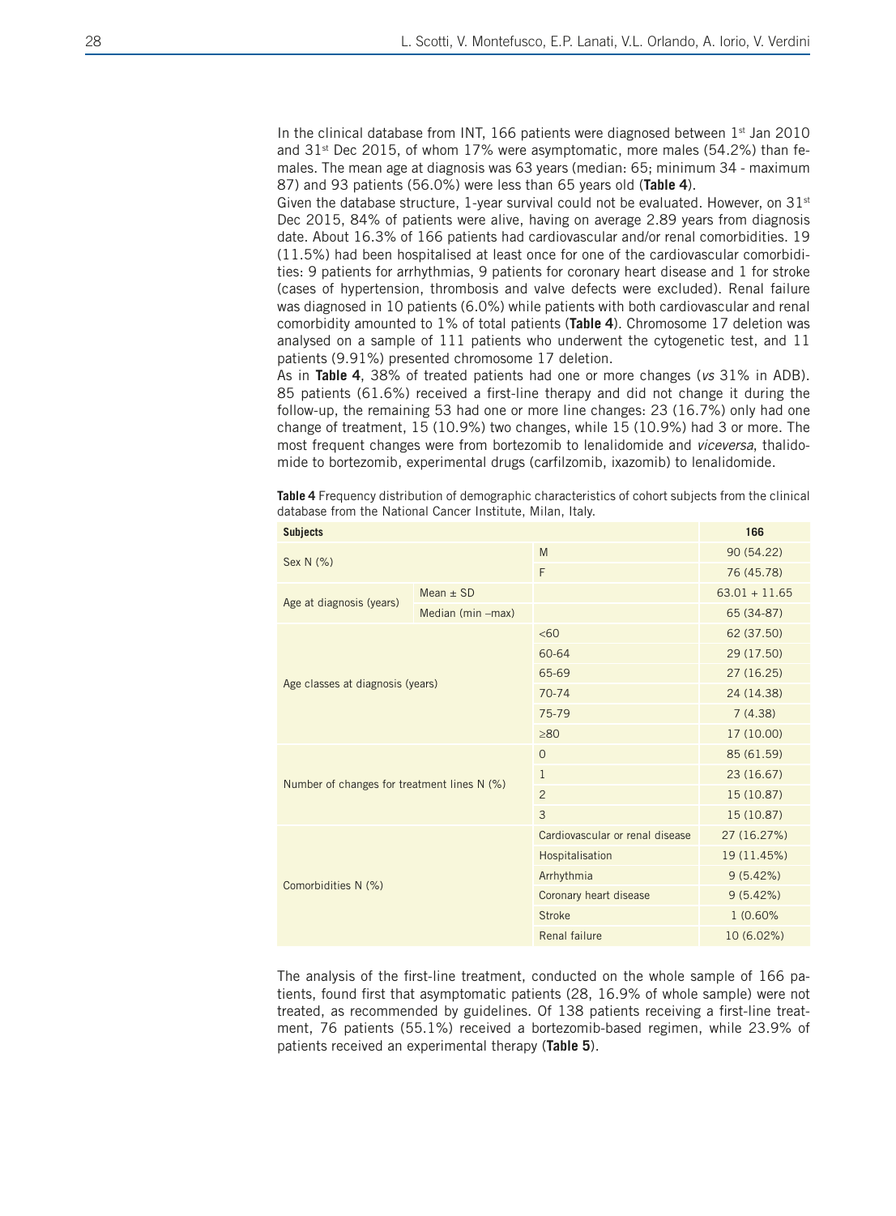In the clinical database from INT, 166 patients were diagnosed between 1st Jan 2010 and 31st Dec 2015, of whom 17% were asymptomatic, more males (54.2%) than females. The mean age at diagnosis was 63 years (median: 65; minimum 34 - maximum 87) and 93 patients (56.0%) were less than 65 years old (**Table 4**).

Given the database structure, 1-year survival could not be evaluated. However, on 31st Dec 2015, 84% of patients were alive, having on average 2.89 years from diagnosis date. About 16.3% of 166 patients had cardiovascular and/or renal comorbidities. 19 (11.5%) had been hospitalised at least once for one of the cardiovascular comorbidities: 9 patients for arrhythmias, 9 patients for coronary heart disease and 1 for stroke (cases of hypertension, thrombosis and valve defects were excluded). Renal failure was diagnosed in 10 patients (6.0%) while patients with both cardiovascular and renal comorbidity amounted to 1% of total patients (**Table 4**). Chromosome 17 deletion was analysed on a sample of 111 patients who underwent the cytogenetic test, and 11 patients (9.91%) presented chromosome 17 deletion.

As in **Table 4**, 38% of treated patients had one or more changes (*vs* 31% in ADB). 85 patients (61.6%) received a first-line therapy and did not change it during the follow-up, the remaining 53 had one or more line changes: 23 (16.7%) only had one change of treatment, 15 (10.9%) two changes, while 15 (10.9%) had 3 or more. The most frequent changes were from bortezomib to lenalidomide and *viceversa*, thalidomide to bortezomib, experimental drugs (carfilzomib, ixazomib) to lenalidomide.

**Table 4** Frequency distribution of demographic characteristics of cohort subjects from the clinical database from the National Cancer Institute, Milan, Italy.

| Subjects | | | 166 |
|---|---|---|---|
| Sex N (%) | | M | 90 (54.22) |
| | | F | 76 (45.78) |
| Age at diagnosis (years) | Mean ± SD | | 63.01 + 11.65 |
| | Median (min –max) | | 65 (34-87) |
| Age classes at diagnosis (years) | | <60 | 62 (37.50) |
| | | 60-64 | 29 (17.50) |
| | | 65-69 | 27 (16.25) |
| | | 70-74 | 24 (14.38) |
| | | 75-79 | 7 (4.38) |
| | | ≥80 | 17 (10.00) |
| Number of changes for treatment lines N (%) | | 0 | 85 (61.59) |
| | | 1 | 23 (16.67) |
| | | 2 | 15 (10.87) |
| | | 3 | 15 (10.87) |
| Comorbidities N (%) | | Cardiovascular or renal disease | 27 (16.27%) |
| | | Hospitalisation | 19 (11.45%) |
| | | Arrhythmia | 9 (5.42%) |
| | | Coronary heart disease | 9 (5.42%) |
| | | Stroke | 1 (0.60% |
| | | Renal failure | 10 (6.02%) |

The analysis of the first-line treatment, conducted on the whole sample of 166 patients, found first that asymptomatic patients (28, 16.9% of whole sample) were not treated, as recommended by guidelines. Of 138 patients receiving a first-line treatment, 76 patients (55.1%) received a bortezomib-based regimen, while 23.9% of patients received an experimental therapy (**Table 5**).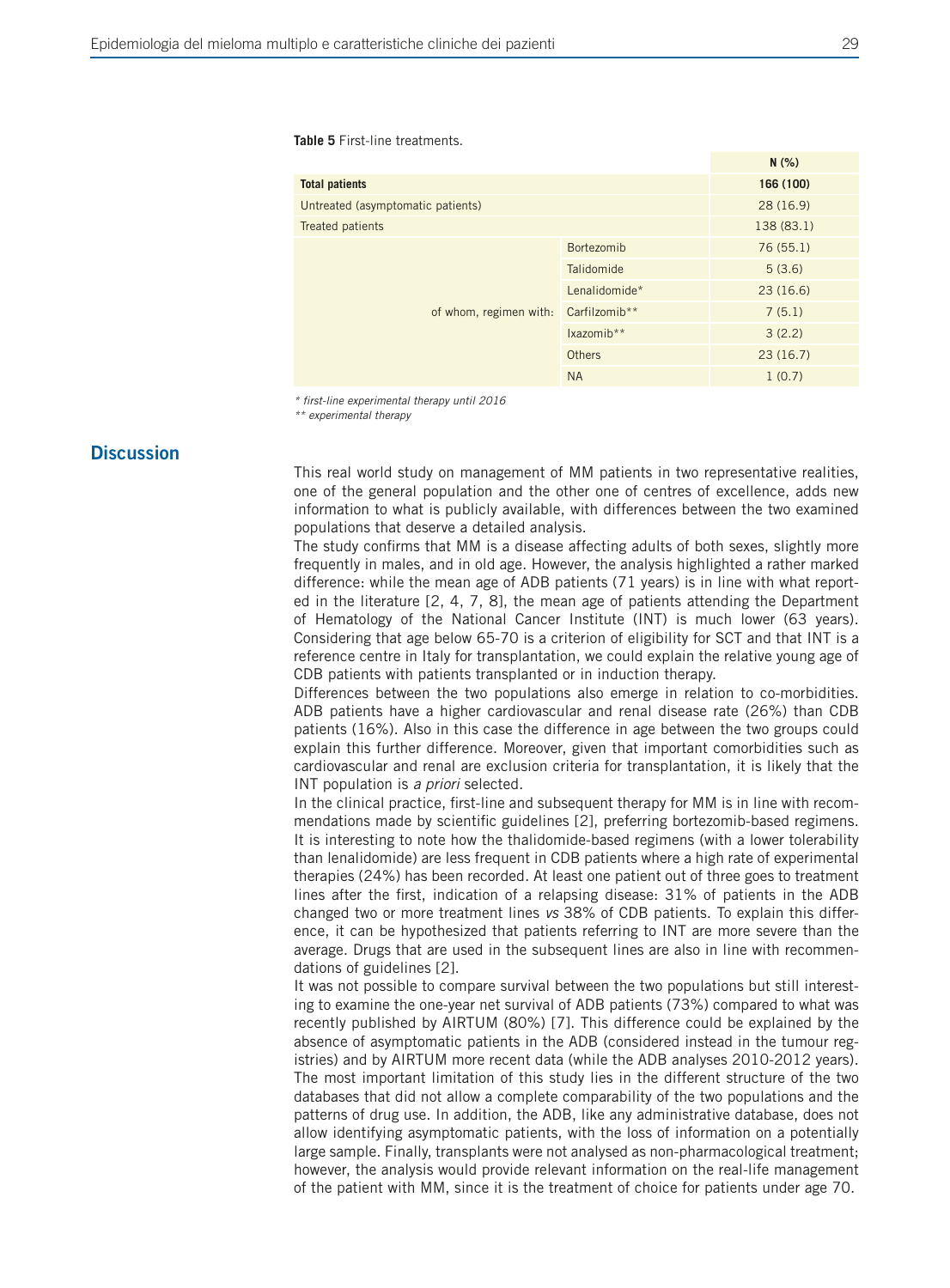**Table 5** First-line treatments.

| | | N (%) |
|---|---|---|
| **Total patients** | | **166 (100)** |
| Untreated (asymptomatic patients) | | 28 (16.9) |
| Treated patients | | 138 (83.1) |
| of whom, regimen with: | Bortezomib | 76 (55.1) |
| | Talidomide | 5 (3.6) |
| | Lenalidomide* | 23 (16.6) |
| | Carfilzomib** | 7 (5.1) |
| | Ixazomib** | 3 (2.2) |
| | Others | 23 (16.7) |
| | NA | 1 (0.7) |

*\* first-line experimental therapy until 2016*
*\*\* experimental therapy*

## Discussion

This real world study on management of MM patients in two representative realities, one of the general population and the other one of centres of excellence, adds new information to what is publicly available, with differences between the two examined populations that deserve a detailed analysis.

The study confirms that MM is a disease affecting adults of both sexes, slightly more frequently in males, and in old age. However, the analysis highlighted a rather marked difference: while the mean age of ADB patients (71 years) is in line with what reported in the literature [2, 4, 7, 8], the mean age of patients attending the Department of Hematology of the National Cancer Institute (INT) is much lower (63 years). Considering that age below 65-70 is a criterion of eligibility for SCT and that INT is a reference centre in Italy for transplantation, we could explain the relative young age of CDB patients with patients transplanted or in induction therapy.

Differences between the two populations also emerge in relation to co-morbidities. ADB patients have a higher cardiovascular and renal disease rate (26%) than CDB patients (16%). Also in this case the difference in age between the two groups could explain this further difference. Moreover, given that important comorbidities such as cardiovascular and renal are exclusion criteria for transplantation, it is likely that the INT population is *a priori* selected.

In the clinical practice, first-line and subsequent therapy for MM is in line with recommendations made by scientific guidelines [2], preferring bortezomib-based regimens. It is interesting to note how the thalidomide-based regimens (with a lower tolerability than lenalidomide) are less frequent in CDB patients where a high rate of experimental therapies (24%) has been recorded. At least one patient out of three goes to treatment lines after the first, indication of a relapsing disease: 31% of patients in the ADB changed two or more treatment lines *vs* 38% of CDB patients. To explain this difference, it can be hypothesized that patients referring to INT are more severe than the average. Drugs that are used in the subsequent lines are also in line with recommendations of guidelines [2].

It was not possible to compare survival between the two populations but still interesting to examine the one-year net survival of ADB patients (73%) compared to what was recently published by AIRTUM (80%) [7]. This difference could be explained by the absence of asymptomatic patients in the ADB (considered instead in the tumour registries) and by AIRTUM more recent data (while the ADB analyses 2010-2012 years).

The most important limitation of this study lies in the different structure of the two databases that did not allow a complete comparability of the two populations and the patterns of drug use. In addition, the ADB, like any administrative database, does not allow identifying asymptomatic patients, with the loss of information on a potentially large sample. Finally, transplants were not analysed as non-pharmacological treatment; however, the analysis would provide relevant information on the real-life management of the patient with MM, since it is the treatment of choice for patients under age 70.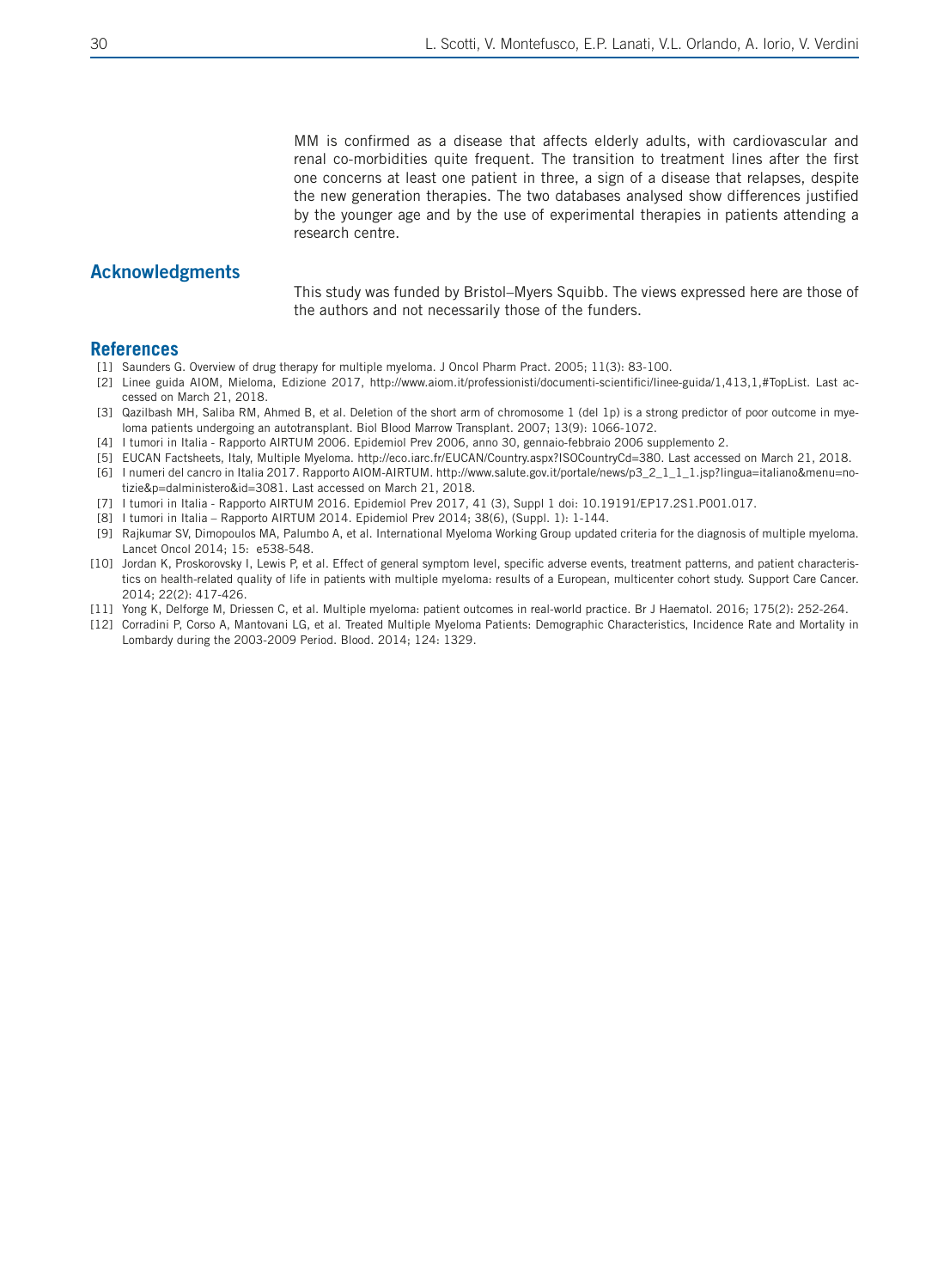MM is confirmed as a disease that affects elderly adults, with cardiovascular and renal co-morbidities quite frequent. The transition to treatment lines after the first one concerns at least one patient in three, a sign of a disease that relapses, despite the new generation therapies. The two databases analysed show differences justified by the younger age and by the use of experimental therapies in patients attending a research centre.

## Acknowledgments

This study was funded by Bristol–Myers Squibb. The views expressed here are those of the authors and not necessarily those of the funders.

## References

[1] Saunders G. Overview of drug therapy for multiple myeloma. J Oncol Pharm Pract. 2005; 11(3): 83-100.

[2] Linee guida AIOM, Mieloma, Edizione 2017, http://www.aiom.it/professionisti/documenti-scientifici/linee-guida/1,413,1,#TopList. Last accessed on March 21, 2018.

[3] Qazilbash MH, Saliba RM, Ahmed B, et al. Deletion of the short arm of chromosome 1 (del 1p) is a strong predictor of poor outcome in myeloma patients undergoing an autotransplant. Biol Blood Marrow Transplant. 2007; 13(9): 1066-1072.

[4] I tumori in Italia - Rapporto AIRTUM 2006. Epidemiol Prev 2006, anno 30, gennaio-febbraio 2006 supplemento 2.

[5] EUCAN Factsheets, Italy, Multiple Myeloma. http://eco.iarc.fr/EUCAN/Country.aspx?ISOCountryCd=380. Last accessed on March 21, 2018.

[6] I numeri del cancro in Italia 2017. Rapporto AIOM-AIRTUM. http://www.salute.gov.it/portale/news/p3_2_1_1_1.jsp?lingua=italiano&menu=notizie&p=dalministero&id=3081. Last accessed on March 21, 2018.

[7] I tumori in Italia - Rapporto AIRTUM 2016. Epidemiol Prev 2017, 41 (3), Suppl 1 doi: 10.19191/EP17.2S1.P001.017.

[8] I tumori in Italia – Rapporto AIRTUM 2014. Epidemiol Prev 2014; 38(6), (Suppl. 1): 1-144.

[9] Rajkumar SV, Dimopoulos MA, Palumbo A, et al. International Myeloma Working Group updated criteria for the diagnosis of multiple myeloma. Lancet Oncol 2014; 15: e538-548.

[10] Jordan K, Proskorovsky I, Lewis P, et al. Effect of general symptom level, specific adverse events, treatment patterns, and patient characteristics on health-related quality of life in patients with multiple myeloma: results of a European, multicenter cohort study. Support Care Cancer. 2014; 22(2): 417-426.

[11] Yong K, Delforge M, Driessen C, et al. Multiple myeloma: patient outcomes in real-world practice. Br J Haematol. 2016; 175(2): 252-264.

[12] Corradini P, Corso A, Mantovani LG, et al. Treated Multiple Myeloma Patients: Demographic Characteristics, Incidence Rate and Mortality in Lombardy during the 2003-2009 Period. Blood. 2014; 124: 1329.